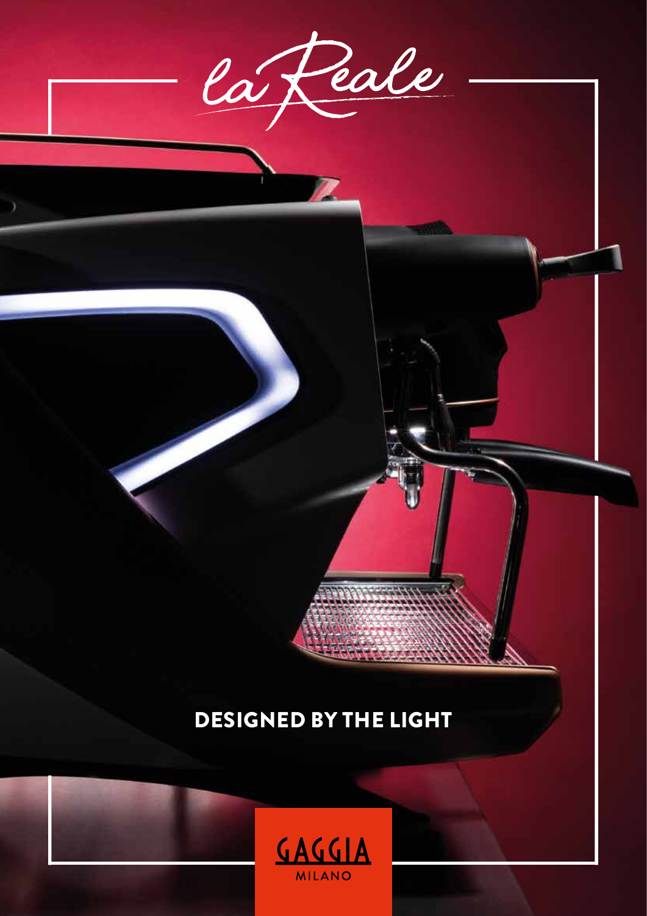# la Reale

## DESIGNED BY THE LIGHT

GAGGIA MILANO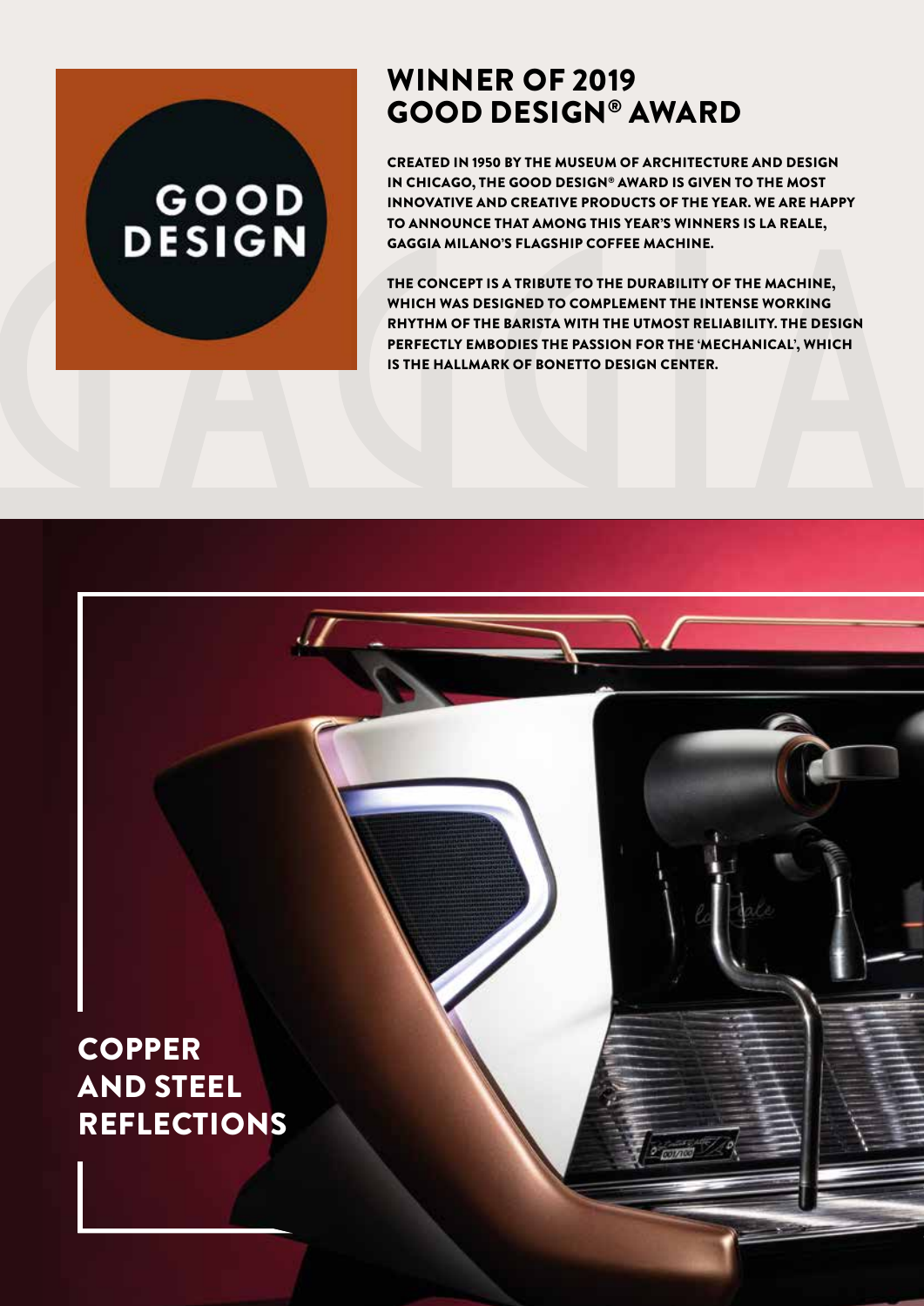GOOD DESIGN

## WINNER OF 2019 GOOD DESIGN® AWARD

CREATED IN 1950 BY THE MUSEUM OF ARCHITECTURE AND DESIGN IN CHICAGO, THE GOOD DESIGN® AWARD IS GIVEN TO THE MOST INNOVATIVE AND CREATIVE PRODUCTS OF THE YEAR. WE ARE HAPPY TO ANNOUNCE THAT AMONG THIS YEAR'S WINNERS IS LA REALE, GAGGIA MILANO'S FLAGSHIP COFFEE MACHINE.

THE CONCEPT IS A TRIBUTE TO THE DURABILITY OF THE MACHINE, WHICH WAS DESIGNED TO COMPLEMENT THE INTENSE WORKING RHYTHM OF THE BARISTA WITH THE UTMOST RELIABILITY. THE DESIGN PERFECTLY EMBODIES THE PASSION FOR THE 'MECHANICAL', WHICH IS THE HALLMARK OF BONETTO DESIGN CENTER.

## COPPER AND STEEL REFLECTIONS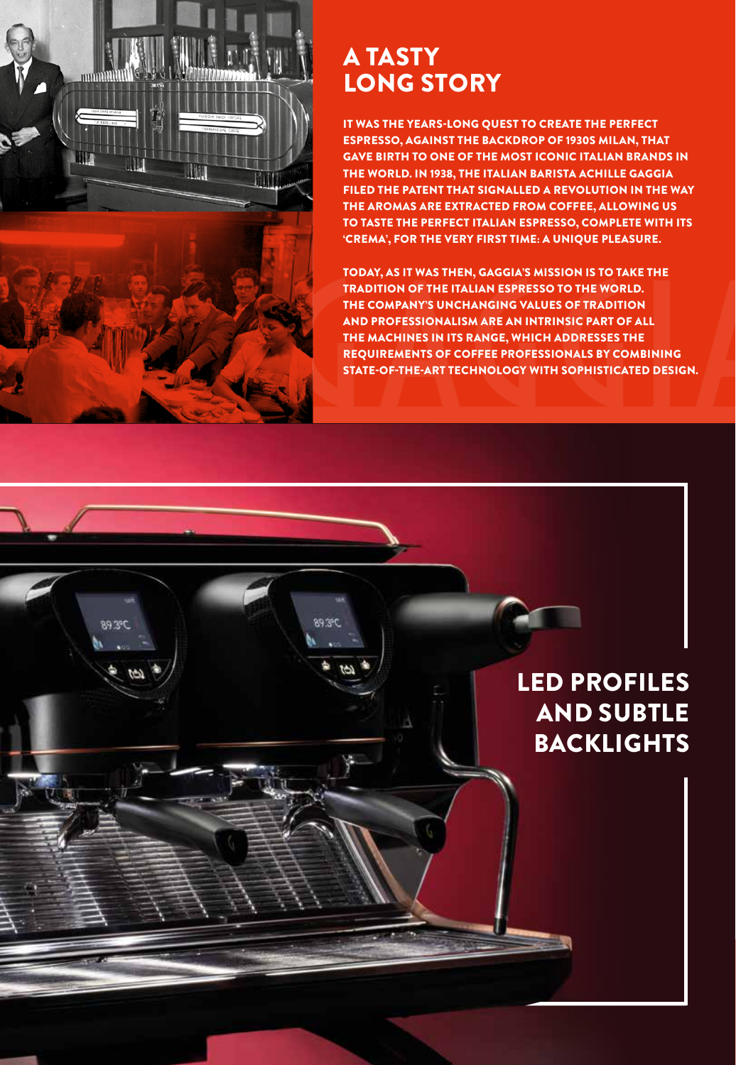# A TASTY LONG STORY

IT WAS THE YEARS-LONG QUEST TO CREATE THE PERFECT ESPRESSO, AGAINST THE BACKDROP OF 1930S MILAN, THAT GAVE BIRTH TO ONE OF THE MOST ICONIC ITALIAN BRANDS IN THE WORLD. IN 1938, THE ITALIAN BARISTA ACHILLE GAGGIA FILED THE PATENT THAT SIGNALLED A REVOLUTION IN THE WAY THE AROMAS ARE EXTRACTED FROM COFFEE, ALLOWING US TO TASTE THE PERFECT ITALIAN ESPRESSO, COMPLETE WITH ITS 'CREMA', FOR THE VERY FIRST TIME: A UNIQUE PLEASURE.

TODAY, AS IT WAS THEN, GAGGIA'S MISSION IS TO TAKE THE TRADITION OF THE ITALIAN ESPRESSO TO THE WORLD. THE COMPANY'S UNCHANGING VALUES OF TRADITION AND PROFESSIONALISM ARE AN INTRINSIC PART OF ALL THE MACHINES IN ITS RANGE, WHICH ADDRESSES THE REQUIREMENTS OF COFFEE PROFESSIONALS BY COMBINING STATE-OF-THE-ART TECHNOLOGY WITH SOPHISTICATED DESIGN.

## LED PROFILES AND SUBTLE BACKLIGHTS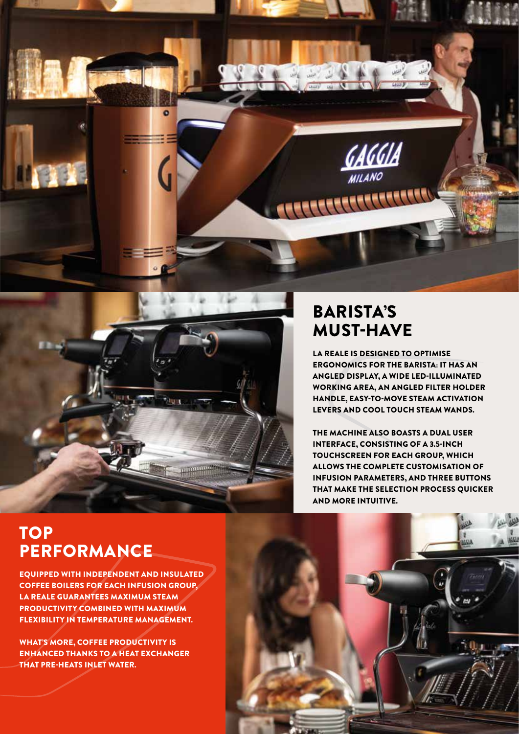## BARISTA'S MUST-HAVE

LA REALE IS DESIGNED TO OPTIMISE ERGONOMICS FOR THE BARISTA: IT HAS AN ANGLED DISPLAY, A WIDE LED-ILLUMINATED WORKING AREA, AN ANGLED FILTER HOLDER HANDLE, EASY-TO-MOVE STEAM ACTIVATION LEVERS AND COOL TOUCH STEAM WANDS.

THE MACHINE ALSO BOASTS A DUAL USER INTERFACE, CONSISTING OF A 3.5-INCH TOUCHSCREEN FOR EACH GROUP, WHICH ALLOWS THE COMPLETE CUSTOMISATION OF INFUSION PARAMETERS, AND THREE BUTTONS THAT MAKE THE SELECTION PROCESS QUICKER AND MORE INTUITIVE.

## TOP PERFORMANCE

EQUIPPED WITH INDEPENDENT AND INSULATED COFFEE BOILERS FOR EACH INFUSION GROUP, LA REALE GUARANTEES MAXIMUM STEAM PRODUCTIVITY COMBINED WITH MAXIMUM FLEXIBILITY IN TEMPERATURE MANAGEMENT.

WHAT'S MORE, COFFEE PRODUCTIVITY IS ENHANCED THANKS TO A HEAT EXCHANGER THAT PRE-HEATS INLET WATER.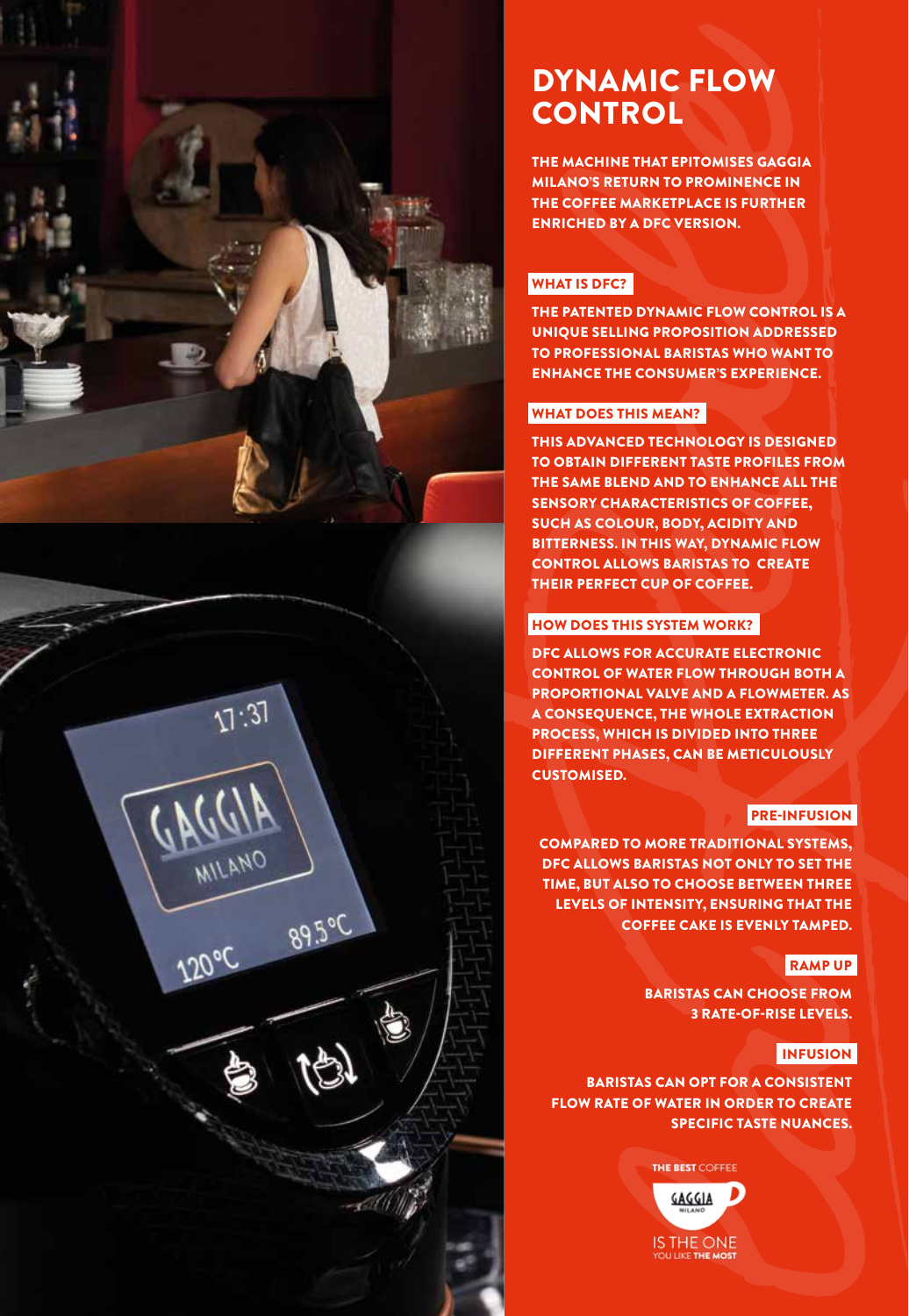# DYNAMIC FLOW CONTROL

**THE MACHINE THAT EPITOMISES GAGGIA MILANO'S RETURN TO PROMINENCE IN THE COFFEE MARKETPLACE IS FURTHER ENRICHED BY A DFC VERSION.**

## WHAT IS DFC?

**THE PATENTED DYNAMIC FLOW CONTROL IS A UNIQUE SELLING PROPOSITION ADDRESSED TO PROFESSIONAL BARISTAS WHO WANT TO ENHANCE THE CONSUMER'S EXPERIENCE.**

## WHAT DOES THIS MEAN?

**THIS ADVANCED TECHNOLOGY IS DESIGNED TO OBTAIN DIFFERENT TASTE PROFILES FROM THE SAME BLEND AND TO ENHANCE ALL THE SENSORY CHARACTERISTICS OF COFFEE, SUCH AS COLOUR, BODY, ACIDITY AND BITTERNESS. IN THIS WAY, DYNAMIC FLOW CONTROL ALLOWS BARISTAS TO CREATE THEIR PERFECT CUP OF COFFEE.**

## HOW DOES THIS SYSTEM WORK?

**DFC ALLOWS FOR ACCURATE ELECTRONIC CONTROL OF WATER FLOW THROUGH BOTH A PROPORTIONAL VALVE AND A FLOWMETER. AS A CONSEQUENCE, THE WHOLE EXTRACTION PROCESS, WHICH IS DIVIDED INTO THREE DIFFERENT PHASES, CAN BE METICULOUSLY CUSTOMISED.**

### PRE-INFUSION

**COMPARED TO MORE TRADITIONAL SYSTEMS, DFC ALLOWS BARISTAS NOT ONLY TO SET THE TIME, BUT ALSO TO CHOOSE BETWEEN THREE LEVELS OF INTENSITY, ENSURING THAT THE COFFEE CAKE IS EVENLY TAMPED.**

### RAMP UP

**BARISTAS CAN CHOOSE FROM 3 RATE-OF-RISE LEVELS.**

### INFUSION

**BARISTAS CAN OPT FOR A CONSISTENT FLOW RATE OF WATER IN ORDER TO CREATE SPECIFIC TASTE NUANCES.**

THE BEST COFFEE

GAGGIA MILANO

IS THE ONE YOU LIKE THE MOST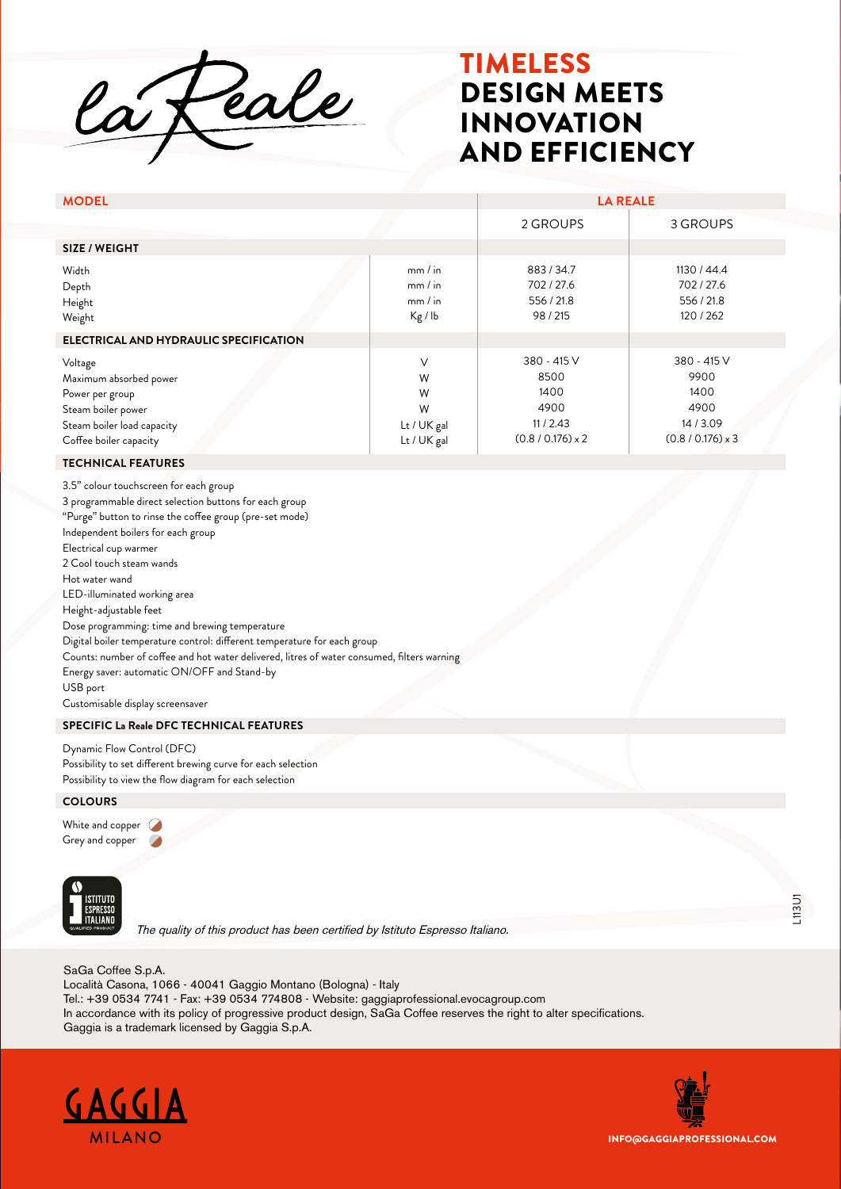La Reale

# TIMELESS DESIGN MEETS INNOVATION AND EFFICIENCY

| MODEL | | LA REALE | |
|---|---|---|---|
| | | 2 GROUPS | 3 GROUPS |
| **SIZE / WEIGHT** | | | |
| Width | mm / in | 883 / 34.7 | 1130 / 44.4 |
| Depth | mm / in | 702 / 27.6 | 702 / 27.6 |
| Height | mm / in | 556 / 21.8 | 556 / 21.8 |
| Weight | Kg / lb | 98 / 215 | 120 / 262 |
| **ELECTRICAL AND HYDRAULIC SPECIFICATION** | | | |
| Voltage | V | 380 - 415 V | 380 - 415 V |
| Maximum absorbed power | W | 8500 | 9900 |
| Power per group | W | 1400 | 1400 |
| Steam boiler power | W | 4900 | 4900 |
| Steam boiler load capacity | Lt / UK gal | 11 / 2.43 | 14 / 3.09 |
| Coffee boiler capacity | Lt / UK gal | (0.8 / 0.176) x 2 | (0.8 / 0.176) x 3 |

## TECHNICAL FEATURES

3.5" colour touchscreen for each group
3 programmable direct selection buttons for each group
"Purge" button to rinse the coffee group (pre-set mode)
Independent boilers for each group
Electrical cup warmer
2 Cool touch steam wands
Hot water wand
LED-illuminated working area
Height-adjustable feet
Dose programming: time and brewing temperature
Digital boiler temperature control: different temperature for each group
Counts: number of coffee and hot water delivered, litres of water consumed, filters warning
Energy saver: automatic ON/OFF and Stand-by
USB port
Customisable display screensaver

## SPECIFIC La Reale DFC TECHNICAL FEATURES

Dynamic Flow Control (DFC)
Possibility to set different brewing curve for each selection
Possibility to view the flow diagram for each selection

## COLOURS

White and copper
Grey and copper

ISTITUTO ESPRESSO ITALIANO

*The quality of this product has been certified by Istituto Espresso Italiano.*

L113U1

SaGa Coffee S.p.A.
Località Casona, 1066 - 40041 Gaggio Montano (Bologna) - Italy
Tel.: +39 0534 7741 - Fax: +39 0534 774808 - Website: gaggiaprofessional.evocagroup.com
In accordance with its policy of progressive product design, SaGa Coffee reserves the right to alter specifications.
Gaggia is a trademark licensed by Gaggia S.p.A.

GAGGIA MILANO

INFO@GAGGIAPROFESSIONAL.COM